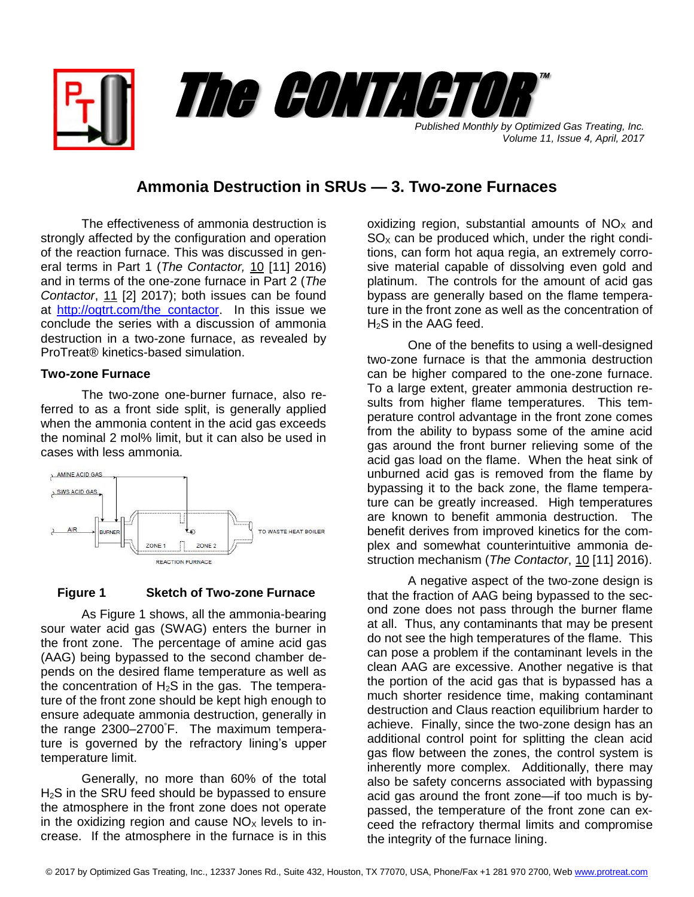# The CONTACTOR™

*Published Monthly by Optimized Gas Treating, Inc.*
*Volume 11, Issue 4, April, 2017*

## Ammonia Destruction in SRUs — 3. Two-zone Furnaces

The effectiveness of ammonia destruction is strongly affected by the configuration and operation of the reaction furnace. This was discussed in general terms in Part 1 (*The Contactor,* 10 [11] 2016) and in terms of the one-zone furnace in Part 2 (*The Contactor*, 11 [2] 2017); both issues can be found at http://ogtrt.com/the_contactor. In this issue we conclude the series with a discussion of ammonia destruction in a two-zone furnace, as revealed by ProTreat® kinetics-based simulation.

### Two-zone Furnace

The two-zone one-burner furnace, also referred to as a front side split, is generally applied when the ammonia content in the acid gas exceeds the nominal 2 mol% limit, but it can also be used in cases with less ammonia.

AMINE ACID GAS
SWS ACID GAS
AIR
BURNER
ZONE 1
ZONE 2
TO WASTE HEAT BOILER
REACTION FURNACE

**Figure 1 Sketch of Two-zone Furnace**

As Figure 1 shows, all the ammonia-bearing sour water acid gas (SWAG) enters the burner in the front zone. The percentage of amine acid gas (AAG) being bypassed to the second chamber depends on the desired flame temperature as well as the concentration of $H_2S$ in the gas. The temperature of the front zone should be kept high enough to ensure adequate ammonia destruction, generally in the range 2300–2700˚F. The maximum temperature is governed by the refractory lining's upper temperature limit.

Generally, no more than 60% of the total $H_2S$ in the SRU feed should be bypassed to ensure the atmosphere in the front zone does not operate in the oxidizing region and cause $NO_X$ levels to increase. If the atmosphere in the furnace is in this oxidizing region, substantial amounts of $NO_X$ and $SO_X$ can be produced which, under the right conditions, can form hot aqua regia, an extremely corrosive material capable of dissolving even gold and platinum. The controls for the amount of acid gas bypass are generally based on the flame temperature in the front zone as well as the concentration of $H_2S$ in the AAG feed.

One of the benefits to using a well-designed two-zone furnace is that the ammonia destruction can be higher compared to the one-zone furnace. To a large extent, greater ammonia destruction results from higher flame temperatures. This temperature control advantage in the front zone comes from the ability to bypass some of the amine acid gas around the front burner relieving some of the acid gas load on the flame. When the heat sink of unburned acid gas is removed from the flame by bypassing it to the back zone, the flame temperature can be greatly increased. High temperatures are known to benefit ammonia destruction. The benefit derives from improved kinetics for the complex and somewhat counterintuitive ammonia destruction mechanism (*The Contactor*, 10 [11] 2016).

A negative aspect of the two-zone design is that the fraction of AAG being bypassed to the second zone does not pass through the burner flame at all. Thus, any contaminants that may be present do not see the high temperatures of the flame. This can pose a problem if the contaminant levels in the clean AAG are excessive. Another negative is that the portion of the acid gas that is bypassed has a much shorter residence time, making contaminant destruction and Claus reaction equilibrium harder to achieve. Finally, since the two-zone design has an additional control point for splitting the clean acid gas flow between the zones, the control system is inherently more complex. Additionally, there may also be safety concerns associated with bypassing acid gas around the front zone—if too much is bypassed, the temperature of the front zone can exceed the refractory thermal limits and compromise the integrity of the furnace lining.

© 2017 by Optimized Gas Treating, Inc., 12337 Jones Rd., Suite 432, Houston, TX 77070, USA, Phone/Fax +1 281 970 2700, Web www.protreat.com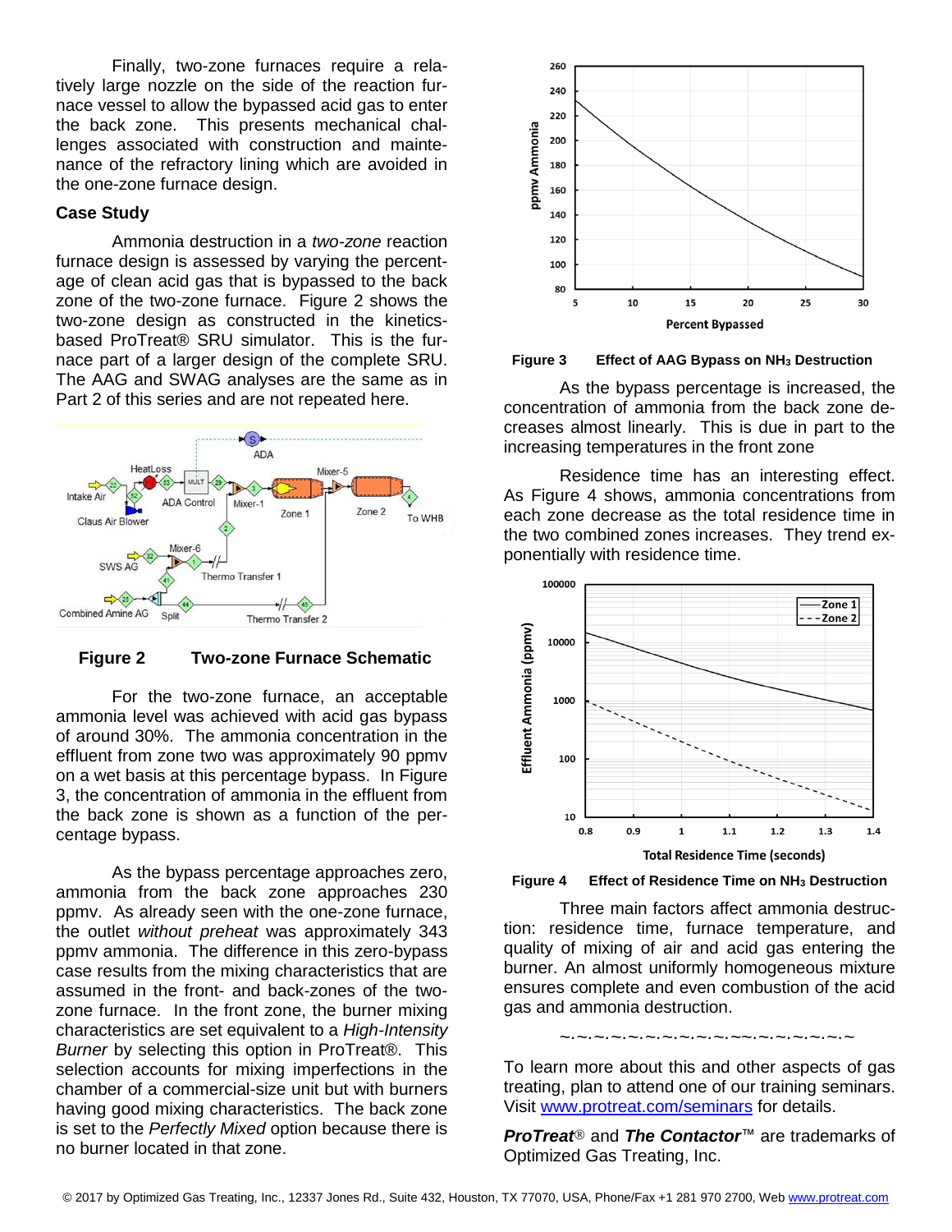Finally, two-zone furnaces require a relatively large nozzle on the side of the reaction furnace vessel to allow the bypassed acid gas to enter the back zone. This presents mechanical challenges associated with construction and maintenance of the refractory lining which are avoided in the one-zone furnace design.

### Case Study

Ammonia destruction in a *two-zone* reaction furnace design is assessed by varying the percentage of clean acid gas that is bypassed to the back zone of the two-zone furnace. Figure 2 shows the two-zone design as constructed in the kinetics-based ProTreat® SRU simulator. This is the furnace part of a larger design of the complete SRU. The AAG and SWAG analyses are the same as in Part 2 of this series and are not repeated here.

ADA
HeatLoss
Mixer-5
Intake Air
ADA Control
Mixer-1
Zone 1
Zone 2
To WHB
Claus Air Blower
Mixer-6
SWS AG
Thermo Transfer 1
Combined Amine AG
Split
Thermo Transfer 2

**Figure 2 Two-zone Furnace Schematic**

For the two-zone furnace, an acceptable ammonia level was achieved with acid gas bypass of around 30%. The ammonia concentration in the effluent from zone two was approximately 90 ppmv on a wet basis at this percentage bypass. In Figure 3, the concentration of ammonia in the effluent from the back zone is shown as a function of the percentage bypass.

As the bypass percentage approaches zero, ammonia from the back zone approaches 230 ppmv. As already seen with the one-zone furnace, the outlet *without preheat* was approximately 343 ppmv ammonia. The difference in this zero-bypass case results from the mixing characteristics that are assumed in the front- and back-zones of the two-zone furnace. In the front zone, the burner mixing characteristics are set equivalent to a *High-Intensity Burner* by selecting this option in ProTreat®. This selection accounts for mixing imperfections in the chamber of a commercial-size unit but with burners having good mixing characteristics. The back zone is set to the *Perfectly Mixed* option because there is no burner located in that zone.

ppmv Ammonia
260
240
220
200
180
160
140
120
100
80
5
10
15
20
25
30
Percent Bypassed

**Figure 3 Effect of AAG Bypass on $NH_3$ Destruction**

As the bypass percentage is increased, the concentration of ammonia from the back zone decreases almost linearly. This is due in part to the increasing temperatures in the front zone

Residence time has an interesting effect. As Figure 4 shows, ammonia concentrations from each zone decrease as the total residence time in the two combined zones increases. They trend exponentially with residence time.

Effluent Ammonia (ppmv)
100000
10000
1000
100
10
Zone 1
Zone 2
0.8
0.9
1
1.1
1.2
1.3
1.4
Total Residence Time (seconds)

**Figure 4 Effect of Residence Time on $NH_3$ Destruction**

Three main factors affect ammonia destruction: residence time, furnace temperature, and quality of mixing of air and acid gas entering the burner. An almost uniformly homogeneous mixture ensures complete and even combustion of the acid gas and ammonia destruction.

~.~.~.~.~.~.~.~.~.~.~.~~.~.~.~.~.~.~.~

To learn more about this and other aspects of gas treating, plan to attend one of our training seminars. Visit www.protreat.com/seminars for details.

***ProTreat***® and ***The Contactor***™ are trademarks of Optimized Gas Treating, Inc.

© 2017 by Optimized Gas Treating, Inc., 12337 Jones Rd., Suite 432, Houston, TX 77070, USA, Phone/Fax +1 281 970 2700, Web www.protreat.com